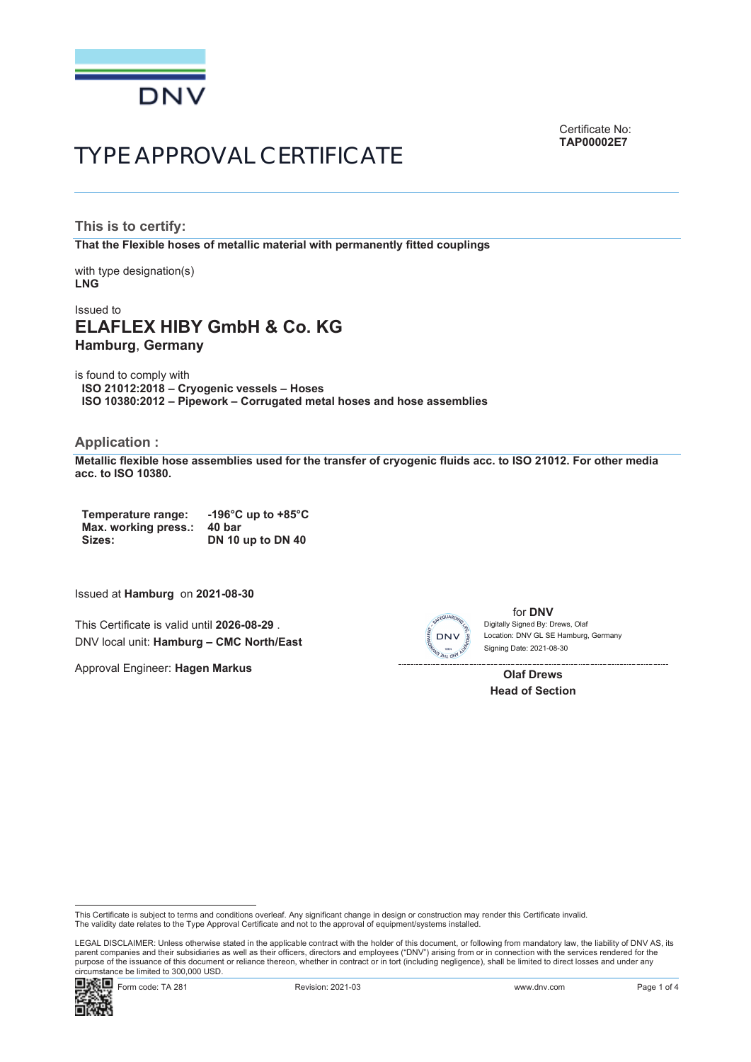DNV

Certificate No:
**TAP00002E7**

# TYPE APPROVAL CERTIFICATE

## This is to certify:

**That the Flexible hoses of metallic material with permanently fitted couplings**

with type designation(s)
**LNG**

Issued to
## ELAFLEX HIBY GmbH & Co. KG
**Hamburg**, **Germany**

is found to comply with
**ISO 21012:2018 – Cryogenic vessels – Hoses**
**ISO 10380:2012 – Pipework – Corrugated metal hoses and hose assemblies**

## Application :

**Metallic flexible hose assemblies used for the transfer of cryogenic fluids acc. to ISO 21012. For other media acc. to ISO 10380.**

| | |
|---|---|
| **Temperature range:** | **-196°C up to +85°C** |
| **Max. working press.:** | **40 bar** |
| **Sizes:** | **DN 10 up to DN 40** |

Issued at **Hamburg** on **2021-08-30**

This Certificate is valid until **2026-08-29** .
DNV local unit: **Hamburg – CMC North/East**

Approval Engineer: **Hagen Markus**

for **DNV**
Digitally Signed By: Drews, Olaf
Location: DNV GL SE Hamburg, Germany
Signing Date: 2021-08-30

**Olaf Drews**
**Head of Section**

This Certificate is subject to terms and conditions overleaf. Any significant change in design or construction may render this Certificate invalid.
The validity date relates to the Type Approval Certificate and not to the approval of equipment/systems installed.

LEGAL DISCLAIMER: Unless otherwise stated in the applicable contract with the holder of this document, or following from mandatory law, the liability of DNV AS, its parent companies and their subsidiaries as well as their officers, directors and employees ("DNV") arising from or in connection with the services rendered for the purpose of the issuance of this document or reliance thereon, whether in contract or in tort (including negligence), shall be limited to direct losses and under any circumstance be limited to 300,000 USD.

Form code: TA 281 Revision: 2021-03 www.dnv.com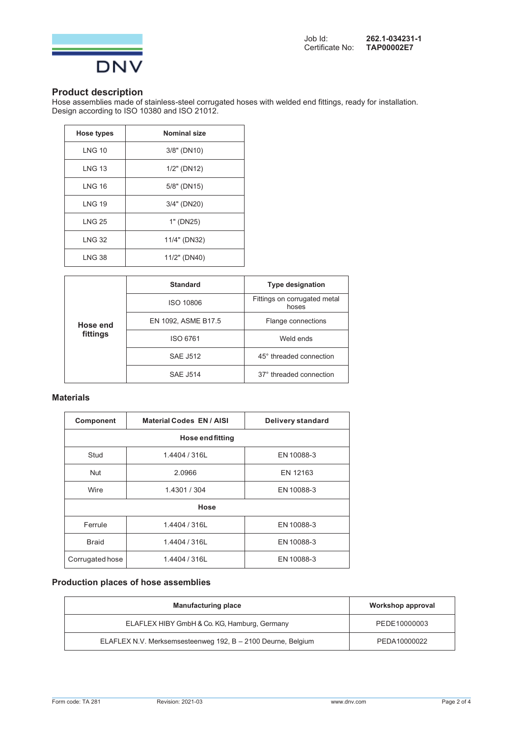Job Id: **262.1-034231-1**
Certificate No: **TAP00002E7**

## Product description

Hose assemblies made of stainless-steel corrugated hoses with welded end fittings, ready for installation.
Design according to ISO 10380 and ISO 21012.

| Hose types | Nominal size |
|---|---|
| LNG 10 | 3/8" (DN10) |
| LNG 13 | 1/2" (DN12) |
| LNG 16 | 5/8" (DN15) |
| LNG 19 | 3/4" (DN20) |
| LNG 25 | 1" (DN25) |
| LNG 32 | 11/4" (DN32) |
| LNG 38 | 11/2" (DN40) |

| | Standard | Type designation |
|---|---|---|
| **Hose end fittings** | ISO 10806 | Fittings on corrugated metal hoses |
| | EN 1092, ASME B17.5 | Flange connections |
| | ISO 6761 | Weld ends |
| | SAE J512 | 45° threaded connection |
| | SAE J514 | 37° threaded connection |

### Materials

| Component | Material Codes EN / AISI | Delivery standard |
|---|---|---|
| **Hose end fitting** | | |
| Stud | 1.4404 / 316L | EN 10088-3 |
| Nut | 2.0966 | EN 12163 |
| Wire | 1.4301 / 304 | EN 10088-3 |
| **Hose** | | |
| Ferrule | 1.4404 / 316L | EN 10088-3 |
| Braid | 1.4404 / 316L | EN 10088-3 |
| Corrugated hose | 1.4404 / 316L | EN 10088-3 |

### Production places of hose assemblies

| Manufacturing place | Workshop approval |
|---|---|
| ELAFLEX HIBY GmbH & Co. KG, Hamburg, Germany | PEDE10000003 |
| ELAFLEX N.V. Merksemsesteenweg 192, B – 2100 Deurne, Belgium | PEDA10000022 |

Form code: TA 281 Revision: 2021-03 www.dnv.com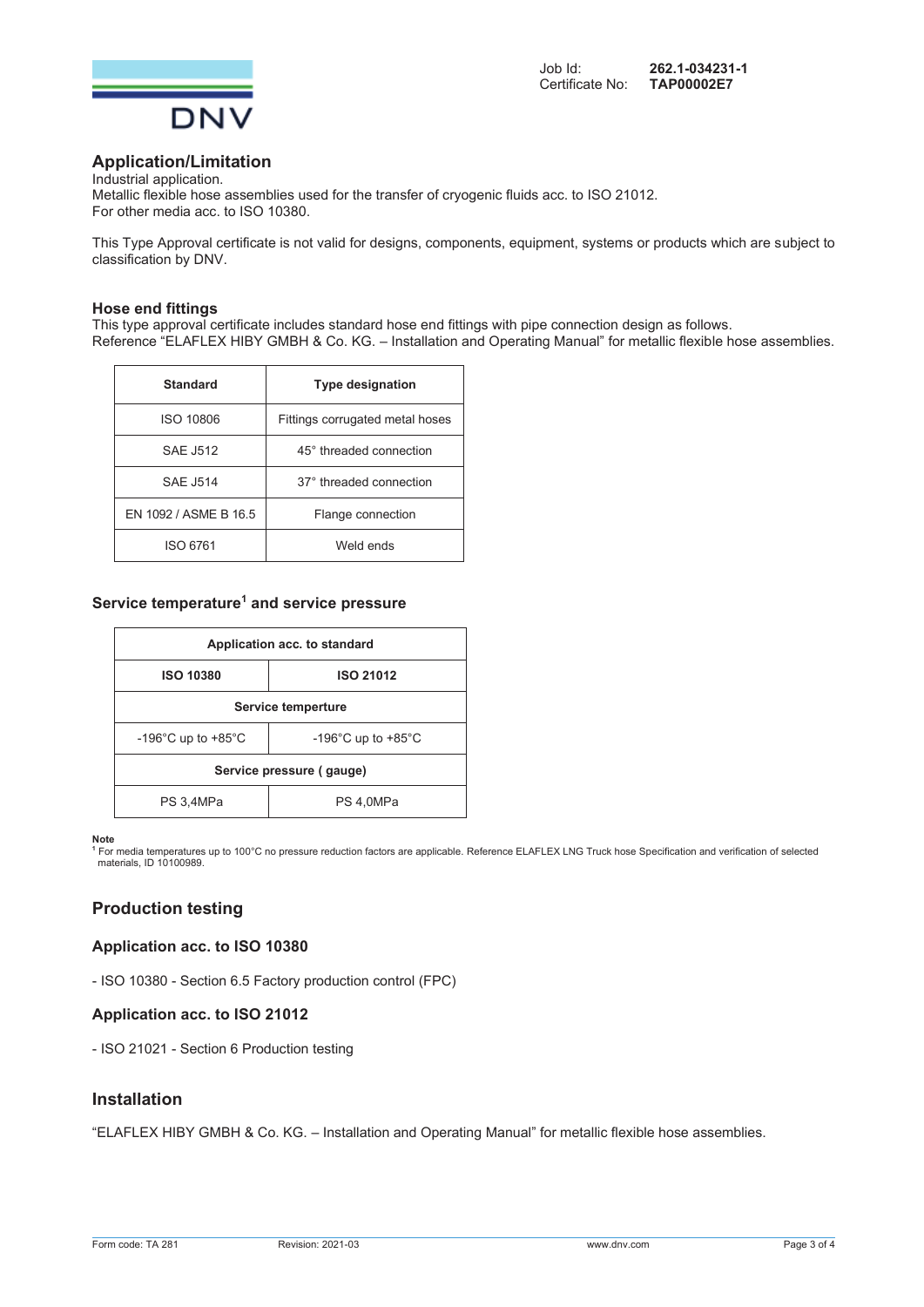Job Id: **262.1-034231-1**
Certificate No: **TAP00002E7**

## Application/Limitation

Industrial application.
Metallic flexible hose assemblies used for the transfer of cryogenic fluids acc. to ISO 21012.
For other media acc. to ISO 10380.

This Type Approval certificate is not valid for designs, components, equipment, systems or products which are subject to classification by DNV.

### Hose end fittings

This type approval certificate includes standard hose end fittings with pipe connection design as follows.
Reference "ELAFLEX HIBY GMBH & Co. KG. – Installation and Operating Manual" for metallic flexible hose assemblies.

| Standard | Type designation |
|---|---|
| ISO 10806 | Fittings corrugated metal hoses |
| SAE J512 | 45° threaded connection |
| SAE J514 | 37° threaded connection |
| EN 1092 / ASME B 16.5 | Flange connection |
| ISO 6761 | Weld ends |

### Service temperature[1] and service pressure

| Application acc. to standard | |
|---|---|
| **ISO 10380** | **ISO 21012** |
| **Service temperture** | |
| -196°C up to +85°C | -196°C up to +85°C |
| **Service pressure ( gauge)** | |
| PS 3,4MPa | PS 4,0MPa |

**Note**
[1] For media temperatures up to 100°C no pressure reduction factors are applicable. Reference ELAFLEX LNG Truck hose Specification and verification of selected materials, ID 10100989.

## Production testing

### Application acc. to ISO 10380

- ISO 10380 - Section 6.5 Factory production control (FPC)

### Application acc. to ISO 21012

- ISO 21021 - Section 6 Production testing

## Installation

"ELAFLEX HIBY GMBH & Co. KG. – Installation and Operating Manual" for metallic flexible hose assemblies.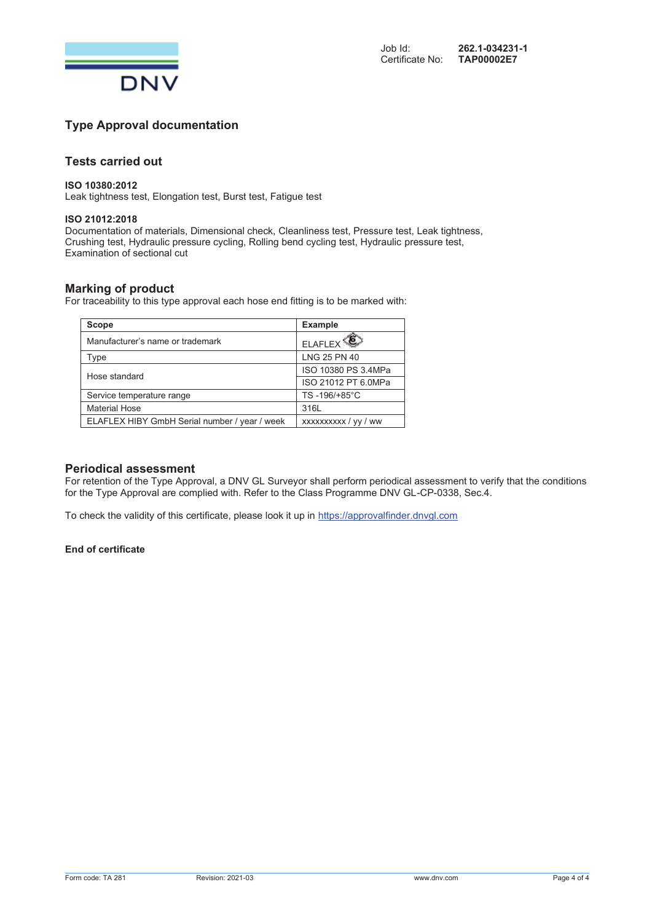Job Id: **262.1-034231-1**
Certificate No: **TAP00002E7**

## Type Approval documentation

## Tests carried out

**ISO 10380:2012**
Leak tightness test, Elongation test, Burst test, Fatigue test

**ISO 21012:2018**
Documentation of materials, Dimensional check, Cleanliness test, Pressure test, Leak tightness, Crushing test, Hydraulic pressure cycling, Rolling bend cycling test, Hydraulic pressure test, Examination of sectional cut

## Marking of product

For traceability to this type approval each hose end fitting is to be marked with:

| Scope | Example |
|---|---|
| Manufacturer's name or trademark | ELAFLEX |
| Type | LNG 25 PN 40 |
| Hose standard | ISO 10380 PS 3.4MPa |
| | ISO 21012 PT 6.0MPa |
| Service temperature range | TS -196/+85°C |
| Material Hose | 316L |
| ELAFLEX HIBY GmbH Serial number / year / week | xxxxxxxxxx / yy / ww |

## Periodical assessment

For retention of the Type Approval, a DNV GL Surveyor shall perform periodical assessment to verify that the conditions for the Type Approval are complied with. Refer to the Class Programme DNV GL-CP-0338, Sec.4.

To check the validity of this certificate, please look it up in https://approvalfinder.dnvgl.com

**End of certificate**

Form code: TA 281 Revision: 2021-03 www.dnv.com